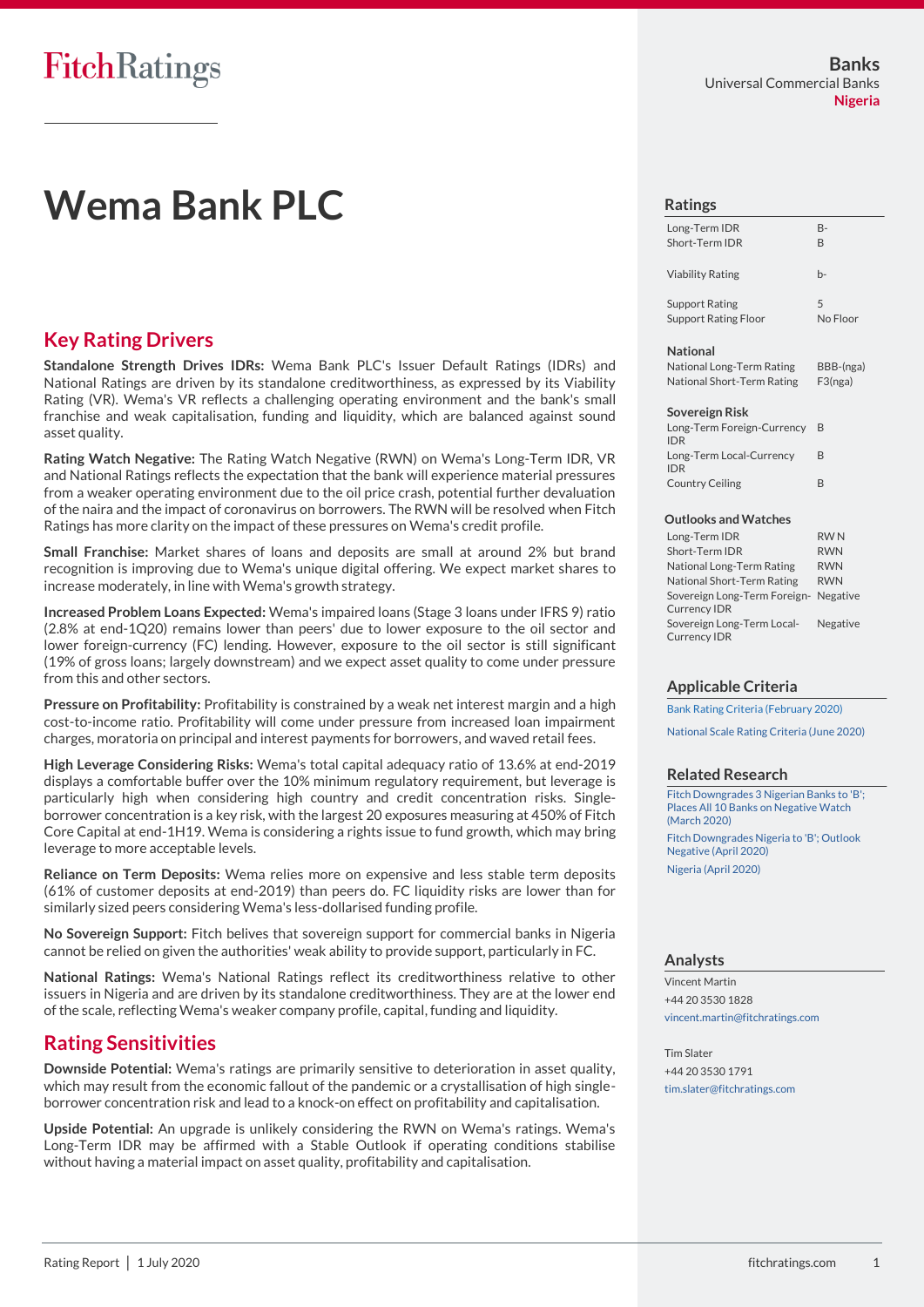Fitch Ratings

**Banks**
Universal Commercial Banks
**Nigeria**

# Wema Bank PLC

## Key Rating Drivers

**Standalone Strength Drives IDRs:** Wema Bank PLC's Issuer Default Ratings (IDRs) and National Ratings are driven by its standalone creditworthiness, as expressed by its Viability Rating (VR). Wema's VR reflects a challenging operating environment and the bank's small franchise and weak capitalisation, funding and liquidity, which are balanced against sound asset quality.

**Rating Watch Negative:** The Rating Watch Negative (RWN) on Wema's Long-Term IDR, VR and National Ratings reflects the expectation that the bank will experience material pressures from a weaker operating environment due to the oil price crash, potential further devaluation of the naira and the impact of coronavirus on borrowers. The RWN will be resolved when Fitch Ratings has more clarity on the impact of these pressures on Wema's credit profile.

**Small Franchise:** Market shares of loans and deposits are small at around 2% but brand recognition is improving due to Wema's unique digital offering. We expect market shares to increase moderately, in line with Wema's growth strategy.

**Increased Problem Loans Expected:** Wema's impaired loans (Stage 3 loans under IFRS 9) ratio (2.8% at end-1Q20) remains lower than peers' due to lower exposure to the oil sector and lower foreign-currency (FC) lending. However, exposure to the oil sector is still significant (19% of gross loans; largely downstream) and we expect asset quality to come under pressure from this and other sectors.

**Pressure on Profitability:** Profitability is constrained by a weak net interest margin and a high cost-to-income ratio. Profitability will come under pressure from increased loan impairment charges, moratoria on principal and interest payments for borrowers, and waved retail fees.

**High Leverage Considering Risks:** Wema's total capital adequacy ratio of 13.6% at end-2019 displays a comfortable buffer over the 10% minimum regulatory requirement, but leverage is particularly high when considering high country and credit concentration risks. Single-borrower concentration is a key risk, with the largest 20 exposures measuring at 450% of Fitch Core Capital at end-1H19. Wema is considering a rights issue to fund growth, which may bring leverage to more acceptable levels.

**Reliance on Term Deposits:** Wema relies more on expensive and less stable term deposits (61% of customer deposits at end-2019) than peers do. FC liquidity risks are lower than for similarly sized peers considering Wema's less-dollarised funding profile.

**No Sovereign Support:** Fitch belives that sovereign support for commercial banks in Nigeria cannot be relied on given the authorities' weak ability to provide support, particularly in FC.

**National Ratings:** Wema's National Ratings reflect its creditworthiness relative to other issuers in Nigeria and are driven by its standalone creditworthiness. They are at the lower end of the scale, reflecting Wema's weaker company profile, capital, funding and liquidity.

## Rating Sensitivities

**Downside Potential:** Wema's ratings are primarily sensitive to deterioration in asset quality, which may result from the economic fallout of the pandemic or a crystallisation of high single-borrower concentration risk and lead to a knock-on effect on profitability and capitalisation.

**Upside Potential:** An upgrade is unlikely considering the RWN on Wema's ratings. Wema's Long-Term IDR may be affirmed with a Stable Outlook if operating conditions stabilise without having a material impact on asset quality, profitability and capitalisation.

## Ratings

| | |
|---|---|
| Long-Term IDR | B- |
| Short-Term IDR | B |
| Viability Rating | b- |
| Support Rating | 5 |
| Support Rating Floor | No Floor |

**National**

| | |
|---|---|
| National Long-Term Rating | BBB-(nga) |
| National Short-Term Rating | F3(nga) |

**Sovereign Risk**

| | |
|---|---|
| Long-Term Foreign-Currency IDR | B |
| Long-Term Local-Currency IDR | B |
| Country Ceiling | B |

**Outlooks and Watches**

| | |
|---|---|
| Long-Term IDR | RWN |
| Short-Term IDR | RWN |
| National Long-Term Rating | RWN |
| National Short-Term Rating | RWN |
| Sovereign Long-Term Foreign-Currency IDR | Negative |
| Sovereign Long-Term Local-Currency IDR | Negative |

## Applicable Criteria

Bank Rating Criteria (February 2020)

National Scale Rating Criteria (June 2020)

## Related Research

Fitch Downgrades 3 Nigerian Banks to 'B'; Places All 10 Banks on Negative Watch (March 2020)

Fitch Downgrades Nigeria to 'B'; Outlook Negative (April 2020)

Nigeria (April 2020)

## Analysts

Vincent Martin
+44 20 3530 1828
vincent.martin@fitchratings.com

Tim Slater
+44 20 3530 1791
tim.slater@fitchratings.com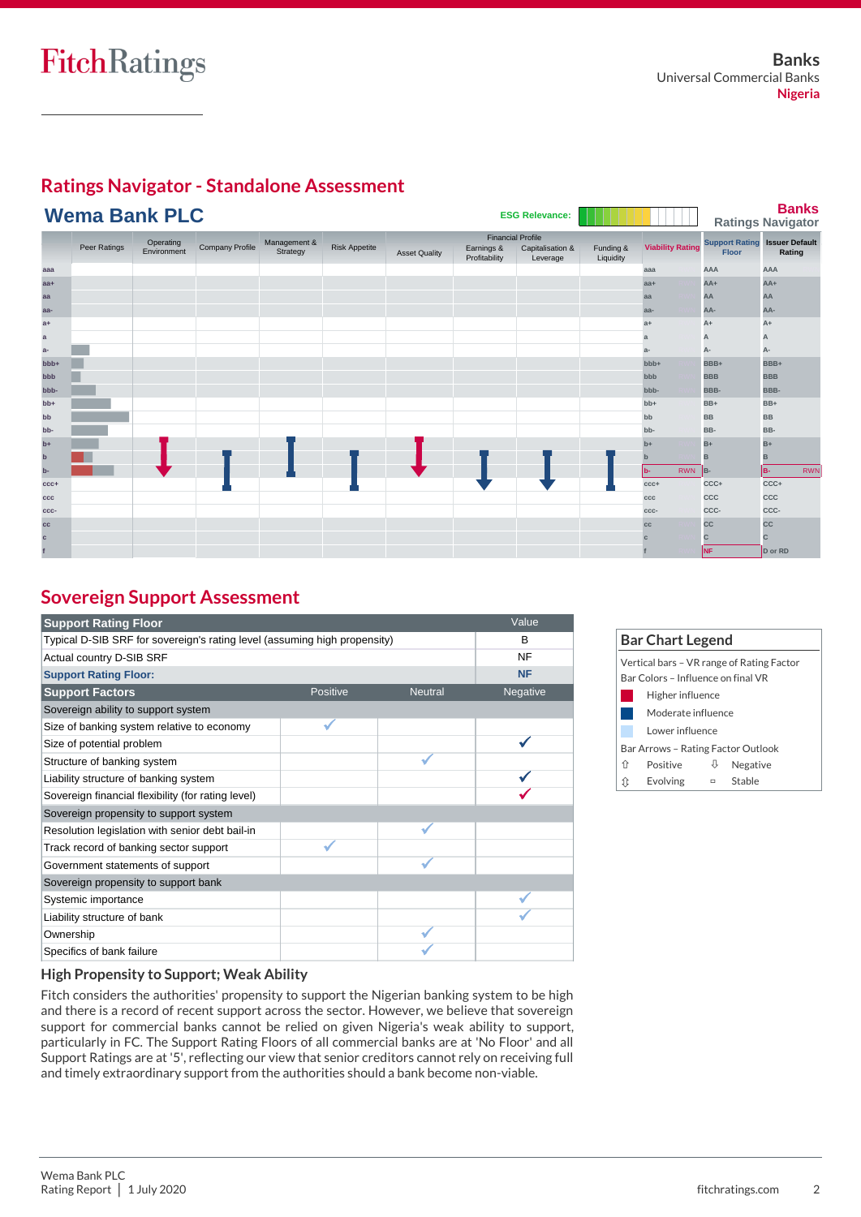## Ratings Navigator - Standalone Assessment

### Wema Bank PLC

ESG Relevance:

**Banks**
**Ratings Navigator**

| | Peer Ratings | Operating Environment | Company Profile | Management & Strategy | Risk Appetite | Asset Quality | Earnings & Profitability | Capitalisation & Leverage | Funding & Liquidity | Viability Rating | Support Rating Floor | Issuer Default Rating |
|---|---|---|---|---|---|---|---|---|---|---|---|---|
| aaa | | | | | | | | | | aaa | AAA | AAA |
| aa+ | | | | | | | | | | aa+ | AA+ | AA+ |
| aa | | | | | | | | | | aa | AA | AA |
| aa- | | | | | | | | | | aa- | AA- | AA- |
| a+ | | | | | | | | | | a+ | A+ | A+ |
| a | | | | | | | | | | a | A | A |
| a- | | | | | | | | | | a- | A- | A- |
| bbb+ | | | | | | | | | | bbb+ | BBB+ | BBB+ |
| bbb | | | | | | | | | | bbb | BBB | BBB |
| bbb- | | | | | | | | | | bbb- | BBB- | BBB- |
| bb+ | | | | | | | | | | bb+ | BB+ | BB+ |
| bb | | | | | | | | | | bb | BB | BB |
| bb- | | | | | | | | | | bb- | BB- | BB- |
| b+ | | | | | | | | | | b+ | B+ | B+ |
| b | | | | | | | | | | b | B | B |
| b- | | | | | | | | | | b- RWN | B- | B- RWN |
| ccc+ | | | | | | | | | | ccc+ | CCC+ | CCC+ |
| ccc | | | | | | | | | | ccc | CCC | CCC |
| ccc- | | | | | | | | | | ccc- | CCC- | CCC- |
| cc | | | | | | | | | | cc | CC | CC |
| c | | | | | | | | | | c | C | C |
| f | | | | | | | | | | f | NF | D or RD |

Financial Profile: Asset Quality; Earnings & Profitability; Capitalisation & Leverage; Funding & Liquidity

## Sovereign Support Assessment

| Support Rating Floor | | | Value |
|---|---|---|---|
| Typical D-SIB SRF for sovereign's rating level (assuming high propensity) | | | B |
| Actual country D-SIB SRF | | | NF |
| **Support Rating Floor:** | | | **NF** |
| **Support Factors** | **Positive** | **Neutral** | **Negative** |
| Sovereign ability to support system | | | |
| Size of banking system relative to economy | ✓ | | |
| Size of potential problem | | | ✓ |
| Structure of banking system | | ✓ | |
| Liability structure of banking system | | | ✓ |
| Sovereign financial flexibility (for rating level) | | | ✓ |
| Sovereign propensity to support system | | | |
| Resolution legislation with senior debt bail-in | | ✓ | |
| Track record of banking sector support | ✓ | | |
| Government statements of support | | ✓ | |
| Sovereign propensity to support bank | | | |
| Systemic importance | | | ✓ |
| Liability structure of bank | | | ✓ |
| Ownership | | ✓ | |
| Specifics of bank failure | | ✓ | |

**Bar Chart Legend**

Vertical bars – VR range of Rating Factor

Bar Colors – Influence on final VR

- Higher influence
- Moderate influence
- Lower influence

Bar Arrows – Rating Factor Outlook

- ⇧ Positive
- ⇩ Negative
- ⇳ Evolving
- ▫ Stable

### High Propensity to Support; Weak Ability

Fitch considers the authorities' propensity to support the Nigerian banking system to be high and there is a record of recent support across the sector. However, we believe that sovereign support for commercial banks cannot be relied on given Nigeria's weak ability to support, particularly in FC. The Support Rating Floors of all commercial banks are at 'No Floor' and all Support Ratings are at '5', reflecting our view that senior creditors cannot rely on receiving full and timely extraordinary support from the authorities should a bank become non-viable.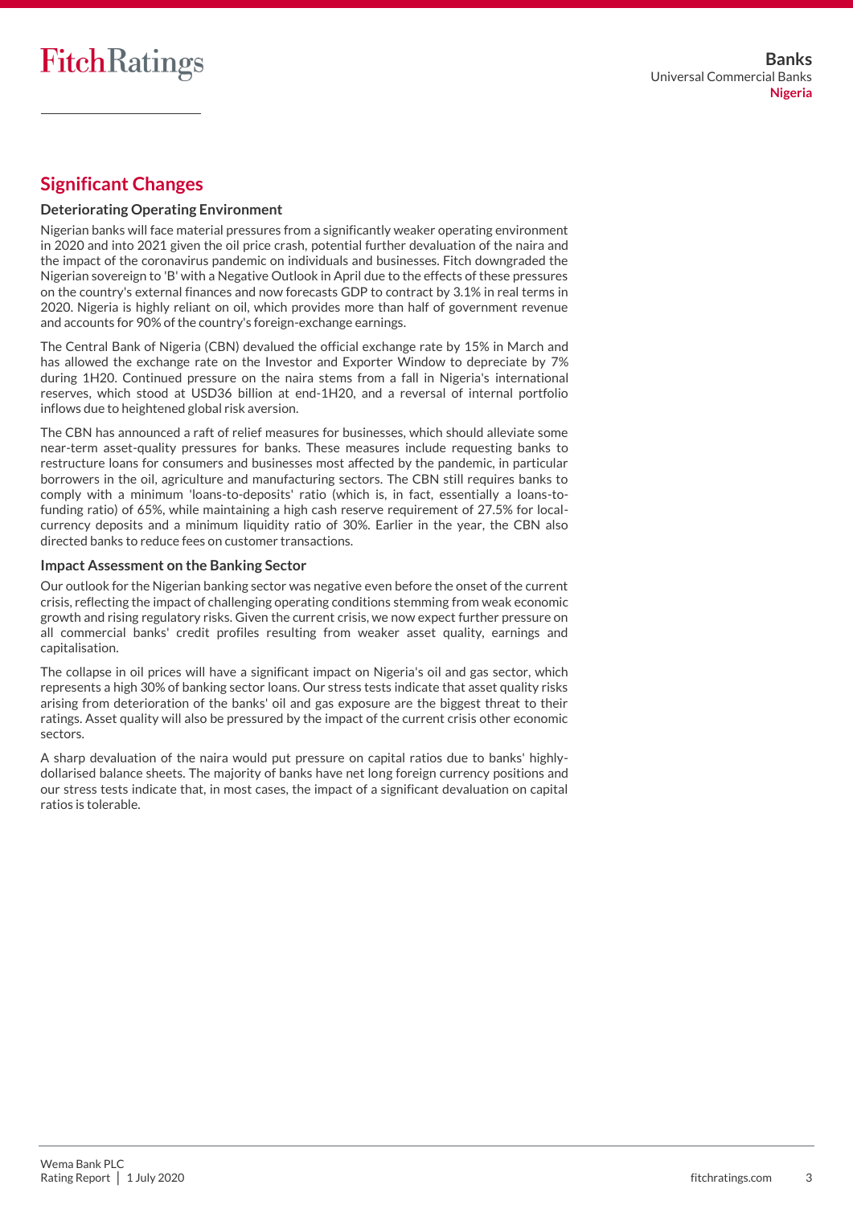## Significant Changes

### Deteriorating Operating Environment

Nigerian banks will face material pressures from a significantly weaker operating environment in 2020 and into 2021 given the oil price crash, potential further devaluation of the naira and the impact of the coronavirus pandemic on individuals and businesses. Fitch downgraded the Nigerian sovereign to 'B' with a Negative Outlook in April due to the effects of these pressures on the country's external finances and now forecasts GDP to contract by 3.1% in real terms in 2020. Nigeria is highly reliant on oil, which provides more than half of government revenue and accounts for 90% of the country's foreign-exchange earnings.

The Central Bank of Nigeria (CBN) devalued the official exchange rate by 15% in March and has allowed the exchange rate on the Investor and Exporter Window to depreciate by 7% during 1H20. Continued pressure on the naira stems from a fall in Nigeria's international reserves, which stood at USD36 billion at end-1H20, and a reversal of internal portfolio inflows due to heightened global risk aversion.

The CBN has announced a raft of relief measures for businesses, which should alleviate some near-term asset-quality pressures for banks. These measures include requesting banks to restructure loans for consumers and businesses most affected by the pandemic, in particular borrowers in the oil, agriculture and manufacturing sectors. The CBN still requires banks to comply with a minimum 'loans-to-deposits' ratio (which is, in fact, essentially a loans-to-funding ratio) of 65%, while maintaining a high cash reserve requirement of 27.5% for local-currency deposits and a minimum liquidity ratio of 30%. Earlier in the year, the CBN also directed banks to reduce fees on customer transactions.

### Impact Assessment on the Banking Sector

Our outlook for the Nigerian banking sector was negative even before the onset of the current crisis, reflecting the impact of challenging operating conditions stemming from weak economic growth and rising regulatory risks. Given the current crisis, we now expect further pressure on all commercial banks' credit profiles resulting from weaker asset quality, earnings and capitalisation.

The collapse in oil prices will have a significant impact on Nigeria's oil and gas sector, which represents a high 30% of banking sector loans. Our stress tests indicate that asset quality risks arising from deterioration of the banks' oil and gas exposure are the biggest threat to their ratings. Asset quality will also be pressured by the impact of the current crisis other economic sectors.

A sharp devaluation of the naira would put pressure on capital ratios due to banks' highly-dollarised balance sheets. The majority of banks have net long foreign currency positions and our stress tests indicate that, in most cases, the impact of a significant devaluation on capital ratios is tolerable.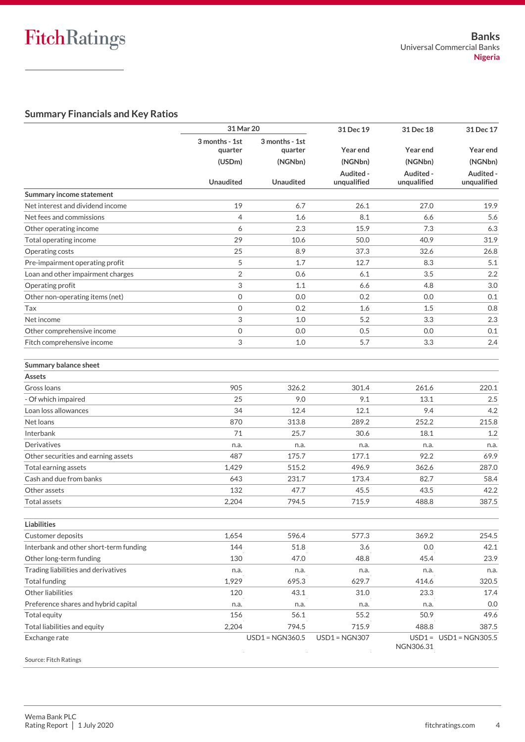## Summary Financials and Key Ratios

| | 31 Mar 20 | | 31 Dec 19 | 31 Dec 18 | 31 Dec 17 |
|---|---|---|---|---|---|
| | 3 months - 1st quarter | 3 months - 1st quarter | Year end | Year end | Year end |
| | (USDm) | (NGNbn) | (NGNbn) | (NGNbn) | (NGNbn) |
| | Unaudited | Unaudited | Audited - unqualified | Audited - unqualified | Audited - unqualified |
| **Summary income statement** | | | | | |
| Net interest and dividend income | 19 | 6.7 | 26.1 | 27.0 | 19.9 |
| Net fees and commissions | 4 | 1.6 | 8.1 | 6.6 | 5.6 |
| Other operating income | 6 | 2.3 | 15.9 | 7.3 | 6.3 |
| Total operating income | 29 | 10.6 | 50.0 | 40.9 | 31.9 |
| Operating costs | 25 | 8.9 | 37.3 | 32.6 | 26.8 |
| Pre-impairment operating profit | 5 | 1.7 | 12.7 | 8.3 | 5.1 |
| Loan and other impairment charges | 2 | 0.6 | 6.1 | 3.5 | 2.2 |
| Operating profit | 3 | 1.1 | 6.6 | 4.8 | 3.0 |
| Other non-operating items (net) | 0 | 0.0 | 0.2 | 0.0 | 0.1 |
| Tax | 0 | 0.2 | 1.6 | 1.5 | 0.8 |
| Net income | 3 | 1.0 | 5.2 | 3.3 | 2.3 |
| Other comprehensive income | 0 | 0.0 | 0.5 | 0.0 | 0.1 |
| Fitch comprehensive income | 3 | 1.0 | 5.7 | 3.3 | 2.4 |
| | | | | | |
| **Summary balance sheet** | | | | | |
| **Assets** | | | | | |
| Gross loans | 905 | 326.2 | 301.4 | 261.6 | 220.1 |
| - Of which impaired | 25 | 9.0 | 9.1 | 13.1 | 2.5 |
| Loan loss allowances | 34 | 12.4 | 12.1 | 9.4 | 4.2 |
| Net loans | 870 | 313.8 | 289.2 | 252.2 | 215.8 |
| Interbank | 71 | 25.7 | 30.6 | 18.1 | 1.2 |
| Derivatives | n.a. | n.a. | n.a. | n.a. | n.a. |
| Other securities and earning assets | 487 | 175.7 | 177.1 | 92.2 | 69.9 |
| Total earning assets | 1,429 | 515.2 | 496.9 | 362.6 | 287.0 |
| Cash and due from banks | 643 | 231.7 | 173.4 | 82.7 | 58.4 |
| Other assets | 132 | 47.7 | 45.5 | 43.5 | 42.2 |
| Total assets | 2,204 | 794.5 | 715.9 | 488.8 | 387.5 |
| | | | | | |
| **Liabilities** | | | | | |
| Customer deposits | 1,654 | 596.4 | 577.3 | 369.2 | 254.5 |
| Interbank and other short-term funding | 144 | 51.8 | 3.6 | 0.0 | 42.1 |
| Other long-term funding | 130 | 47.0 | 48.8 | 45.4 | 23.9 |
| Trading liabilities and derivatives | n.a. | n.a. | n.a. | n.a. | n.a. |
| Total funding | 1,929 | 695.3 | 629.7 | 414.6 | 320.5 |
| Other liabilities | 120 | 43.1 | 31.0 | 23.3 | 17.4 |
| Preference shares and hybrid capital | n.a. | n.a. | n.a. | n.a. | 0.0 |
| Total equity | 156 | 56.1 | 55.2 | 50.9 | 49.6 |
| Total liabilities and equity | 2,204 | 794.5 | 715.9 | 488.8 | 387.5 |
| Exchange rate | | USD1 = NGN360.5 | USD1 = NGN307 | USD1 = NGN306.31 | USD1 = NGN305.5 |

Source: Fitch Ratings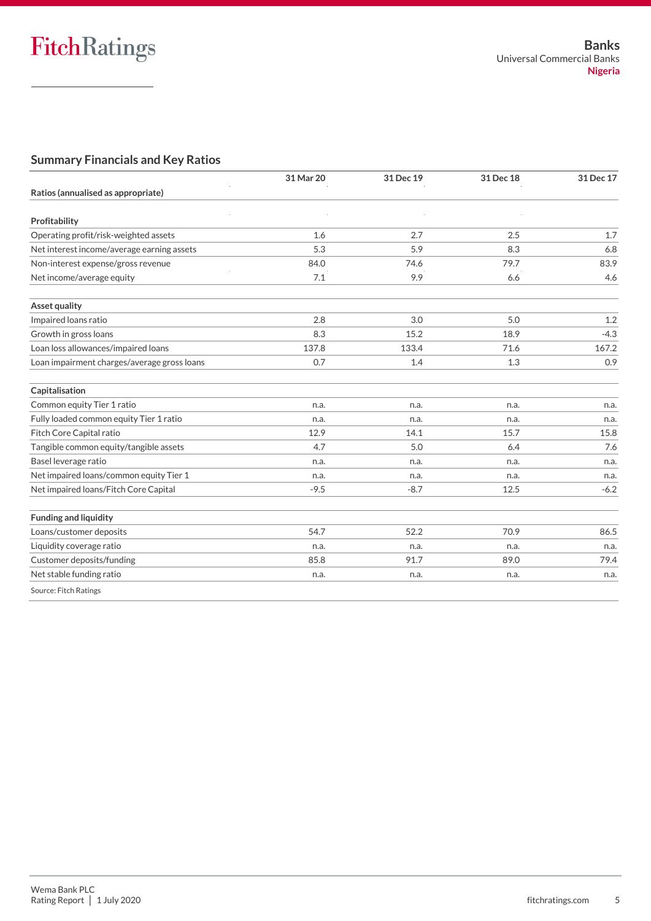## Summary Financials and Key Ratios

| Ratios (annualised as appropriate) | 31 Mar 20 | 31 Dec 19 | 31 Dec 18 | 31 Dec 17 |
|---|---|---|---|---|
| **Profitability** | | | | |
| Operating profit/risk-weighted assets | 1.6 | 2.7 | 2.5 | 1.7 |
| Net interest income/average earning assets | 5.3 | 5.9 | 8.3 | 6.8 |
| Non-interest expense/gross revenue | 84.0 | 74.6 | 79.7 | 83.9 |
| Net income/average equity | 7.1 | 9.9 | 6.6 | 4.6 |
| **Asset quality** | | | | |
| Impaired loans ratio | 2.8 | 3.0 | 5.0 | 1.2 |
| Growth in gross loans | 8.3 | 15.2 | 18.9 | -4.3 |
| Loan loss allowances/impaired loans | 137.8 | 133.4 | 71.6 | 167.2 |
| Loan impairment charges/average gross loans | 0.7 | 1.4 | 1.3 | 0.9 |
| **Capitalisation** | | | | |
| Common equity Tier 1 ratio | n.a. | n.a. | n.a. | n.a. |
| Fully loaded common equity Tier 1 ratio | n.a. | n.a. | n.a. | n.a. |
| Fitch Core Capital ratio | 12.9 | 14.1 | 15.7 | 15.8 |
| Tangible common equity/tangible assets | 4.7 | 5.0 | 6.4 | 7.6 |
| Basel leverage ratio | n.a. | n.a. | n.a. | n.a. |
| Net impaired loans/common equity Tier 1 | n.a. | n.a. | n.a. | n.a. |
| Net impaired loans/Fitch Core Capital | -9.5 | -8.7 | 12.5 | -6.2 |
| **Funding and liquidity** | | | | |
| Loans/customer deposits | 54.7 | 52.2 | 70.9 | 86.5 |
| Liquidity coverage ratio | n.a. | n.a. | n.a. | n.a. |
| Customer deposits/funding | 85.8 | 91.7 | 89.0 | 79.4 |
| Net stable funding ratio | n.a. | n.a. | n.a. | n.a. |

Source: Fitch Ratings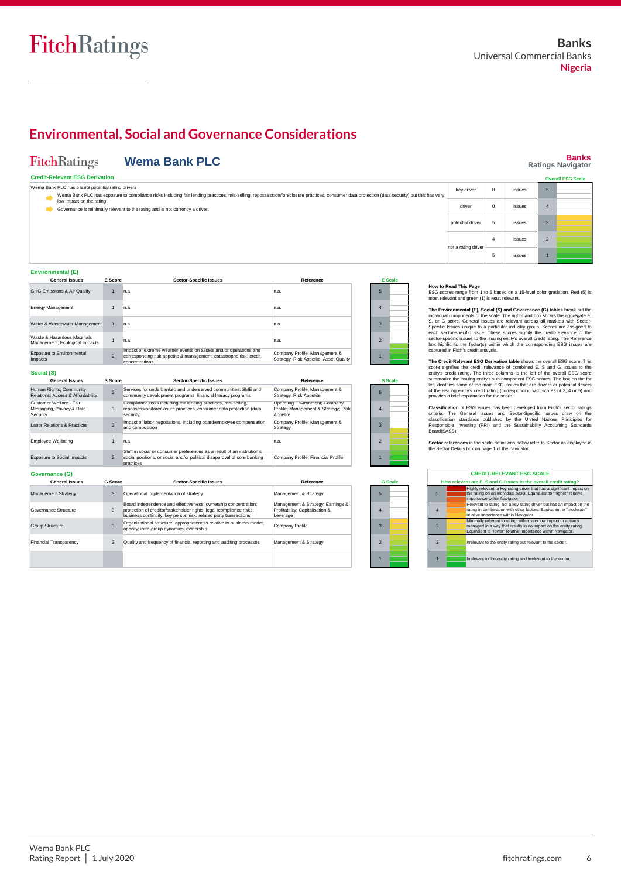# Environmental, Social and Governance Considerations

## Wema Bank PLC

**Banks — Ratings Navigator**

### Credit-Relevant ESG Derivation

Wema Bank PLC has 5 ESG potential rating drivers

- Wema Bank PLC has exposure to compliance risks including fair lending practices, mis-selling, repossession/foreclosure practices, consumer data protection (data security) but this has very low impact on the rating.
- Governance is minimally relevant to the rating and is not currently a driver.

| | | | Overall ESG Scale |
|---|---|---|---|
| key driver | 0 | issues | 5 |
| driver | 0 | issues | 4 |
| potential driver | 5 | issues | 3 |
| not a rating driver | 4 | issues | 2 |
| | 5 | issues | 1 |

### Environmental (E)

| General Issues | E Score | Sector-Specific Issues | Reference |
|---|---|---|---|
| GHG Emissions & Air Quality | 1 | n.a. | n.a. |
| Energy Management | 1 | n.a. | n.a. |
| Water & Wastewater Management | 1 | n.a. | n.a. |
| Waste & Hazardous Materials Management; Ecological Impacts | 1 | n.a. | n.a. |
| Exposure to Environmental Impacts | 2 | Impact of extreme weather events on assets and/or operations and corresponding risk appetite & management; catastrophe risk; credit concentrations | Company Profile; Management & Strategy; Risk Appetite; Asset Quality |

### Social (S)

| General Issues | S Score | Sector-Specific Issues | Reference |
|---|---|---|---|
| Human Rights, Community Relations, Access & Affordability | 2 | Services for underbanked and underserved communities: SME and community development programs; financial literacy programs | Company Profile; Management & Strategy; Risk Appetite |
| Customer Welfare - Fair Messaging, Privacy & Data Security | 3 | Compliance risks including fair lending practices, mis-selling, repossession/foreclosure practices, consumer data protection (data security) | Operating Environment; Company Profile; Management & Strategy; Risk Appetite |
| Labor Relations & Practices | 2 | Impact of labor negotiations, including board/employee compensation and composition | Company Profile; Management & Strategy |
| Employee Wellbeing | 1 | n.a. | n.a. |
| Exposure to Social Impacts | 2 | Shift in social or consumer preferences as a result of an institution's social positions, or social and/or political disapproval of core banking practices | Company Profile; Financial Profile |

### Governance (G)

| General Issues | G Score | Sector-Specific Issues | Reference |
|---|---|---|---|
| Management Strategy | 3 | Operational implementation of strategy | Management & Strategy |
| Governance Structure | 3 | Board independence and effectiveness; ownership concentration; protection of creditor/stakeholder rights; legal /compliance risks; business continuity; key person risk; related party transactions | Management & Strategy; Earnings & Profitability; Capitalisation & Leverage |
| Group Structure | 3 | Organizational structure; appropriateness relative to business model; opacity; intra-group dynamics; ownership | Company Profile |
| Financial Transparency | 3 | Quality and frequency of financial reporting and auditing processes | Management & Strategy |

**How to Read This Page**
ESG scores range from 1 to 5 based on a 15-level color gradation. Red (5) is most relevant and green (1) is least relevant.

**The Environmental (E), Social (S) and Governance (G) tables** break out the individual components of the scale. The right-hand box shows the aggregate E, S, or G score. General Issues are relevant across all markets with Sector-Specific Issues unique to a particular industry group. Scores are assigned to each sector-specific issue. These scores signify the credit-relevance of the sector-specific issues to the issuing entity's overall credit rating. The Reference box highlights the factor(s) within which the corresponding ESG issues are captured in Fitch's credit analysis.

**The Credit-Relevant ESG Derivation table** shows the overall ESG score. This score signifies the credit relevance of combined E, S and G issues to the entity's credit rating. The three columns to the left of the overall ESG score summarize the issuing entity's sub-component ESG scores. The box on the far left identifies some of the main ESG issues that are drivers or potential drivers of the issuing entity's credit rating (corresponding with scores of 3, 4 or 5) and provides a brief explanation for the score.

**Classification** of ESG issues has been developed from Fitch's sector ratings criteria. The General Issues and Sector-Specific Issues draw on the classification standards published by the United Nations Priniciples for Responsible Investing (PRI) and the Sustainability Accounting Standards Board(SASB).

**Sector references** in the scale definitions below refer to Sector as displayed in the Sector Details box on page 1 of the navigator.

### CREDIT-RELEVANT ESG SCALE

**How relevant are E, S and G issues to the overall credit rating?**

| Score | Description |
|---|---|
| 5 | Highly relevant, a key rating driver that has a significant impact on the rating on an individual basis. Equivalent to "higher" relative importance within Navigator. |
| 4 | Relevant to rating, not a key rating driver but has an impact on the rating in combination with other factors. Equivalent to "moderate" relative importance within Navigator. |
| 3 | Minimally relevant to rating, either very low impact or actively managed in a way that results in no impact on the entity rating. Equivalent to "lower" relative importance within Navigator. |
| 2 | Irrelevant to the entity rating but relevant to the sector. |
| 1 | Irrelevant to the entity rating and irrelevant to the sector. |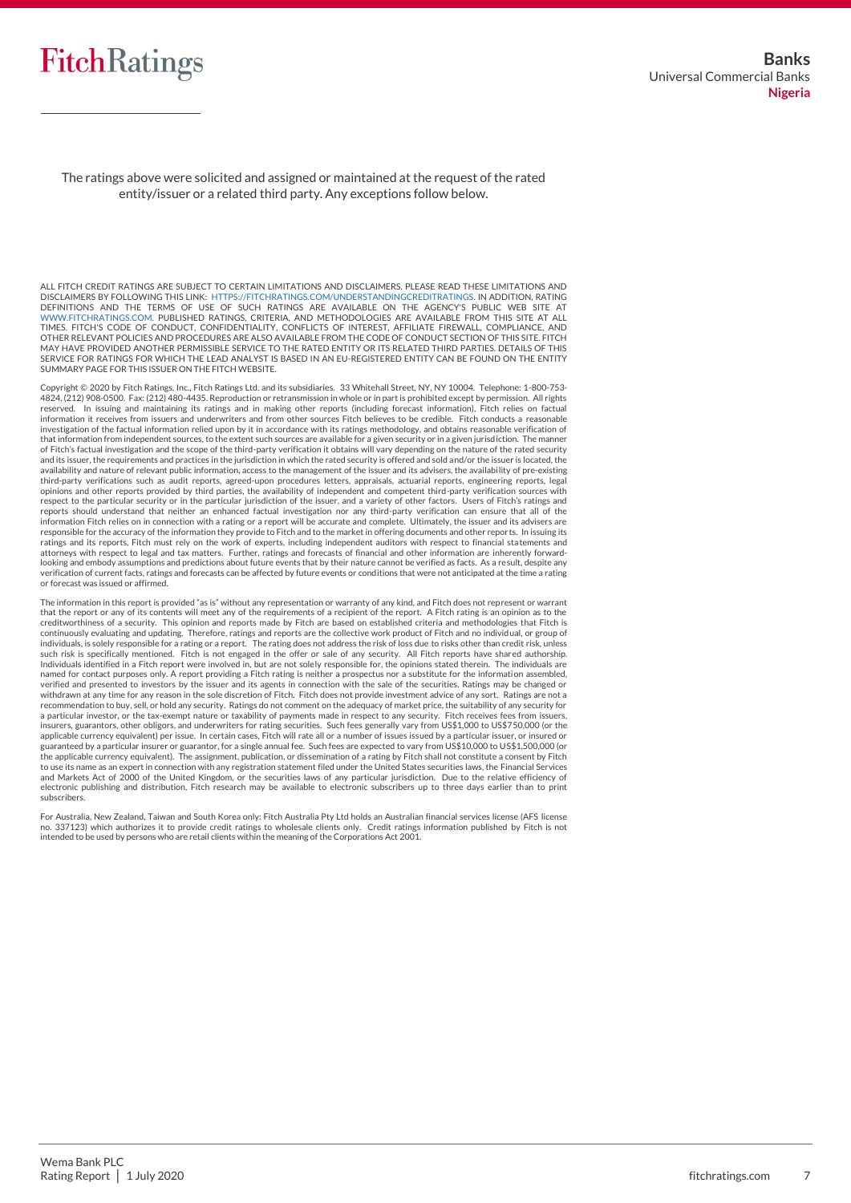The ratings above were solicited and assigned or maintained at the request of the rated entity/issuer or a related third party. Any exceptions follow below.

ALL FITCH CREDIT RATINGS ARE SUBJECT TO CERTAIN LIMITATIONS AND DISCLAIMERS. PLEASE READ THESE LIMITATIONS AND DISCLAIMERS BY FOLLOWING THIS LINK: HTTPS://FITCHRATINGS.COM/UNDERSTANDINGCREDITRATINGS. IN ADDITION, RATING DEFINITIONS AND THE TERMS OF USE OF SUCH RATINGS ARE AVAILABLE ON THE AGENCY'S PUBLIC WEB SITE AT WWW.FITCHRATINGS.COM. PUBLISHED RATINGS, CRITERIA, AND METHODOLOGIES ARE AVAILABLE FROM THIS SITE AT ALL TIMES. FITCH'S CODE OF CONDUCT, CONFIDENTIALITY, CONFLICTS OF INTEREST, AFFILIATE FIREWALL, COMPLIANCE, AND OTHER RELEVANT POLICIES AND PROCEDURES ARE ALSO AVAILABLE FROM THE CODE OF CONDUCT SECTION OF THIS SITE. FITCH MAY HAVE PROVIDED ANOTHER PERMISSIBLE SERVICE TO THE RATED ENTITY OR ITS RELATED THIRD PARTIES. DETAILS OF THIS SERVICE FOR RATINGS FOR WHICH THE LEAD ANALYST IS BASED IN AN EU-REGISTERED ENTITY CAN BE FOUND ON THE ENTITY SUMMARY PAGE FOR THIS ISSUER ON THE FITCH WEBSITE.

Copyright © 2020 by Fitch Ratings, Inc., Fitch Ratings Ltd. and its subsidiaries. 33 Whitehall Street, NY, NY 10004. Telephone: 1-800-753-4824, (212) 908-0500. Fax: (212) 480-4435. Reproduction or retransmission in whole or in part is prohibited except by permission. All rights reserved. In issuing and maintaining its ratings and in making other reports (including forecast information), Fitch relies on factual information it receives from issuers and underwriters and from other sources Fitch believes to be credible. Fitch conducts a reasonable investigation of the factual information relied upon by it in accordance with its ratings methodology, and obtains reasonable verification of that information from independent sources, to the extent such sources are available for a given security or in a given jurisdiction. The manner of Fitch's factual investigation and the scope of the third-party verification it obtains will vary depending on the nature of the rated security and its issuer, the requirements and practices in the jurisdiction in which the rated security is offered and sold and/or the issuer is located, the availability and nature of relevant public information, access to the management of the issuer and its advisers, the availability of pre-existing third-party verifications such as audit reports, agreed-upon procedures letters, appraisals, actuarial reports, engineering reports, legal opinions and other reports provided by third parties, the availability of independent and competent third-party verification sources with respect to the particular security or in the particular jurisdiction of the issuer, and a variety of other factors. Users of Fitch's ratings and reports should understand that neither an enhanced factual investigation nor any third-party verification can ensure that all of the information Fitch relies on in connection with a rating or a report will be accurate and complete. Ultimately, the issuer and its advisers are responsible for the accuracy of the information they provide to Fitch and to the market in offering documents and other reports. In issuing its ratings and its reports, Fitch must rely on the work of experts, including independent auditors with respect to financial statements and attorneys with respect to legal and tax matters. Further, ratings and forecasts of financial and other information are inherently forward-looking and embody assumptions and predictions about future events that by their nature cannot be verified as facts. As a result, despite any verification of current facts, ratings and forecasts can be affected by future events or conditions that were not anticipated at the time a rating or forecast was issued or affirmed.

The information in this report is provided "as is" without any representation or warranty of any kind, and Fitch does not represent or warrant that the report or any of its contents will meet any of the requirements of a recipient of the report. A Fitch rating is an opinion as to the creditworthiness of a security. This opinion and reports made by Fitch are based on established criteria and methodologies that Fitch is continuously evaluating and updating. Therefore, ratings and reports are the collective work product of Fitch and no individual, or group of individuals, is solely responsible for a rating or a report. The rating does not address the risk of loss due to risks other than credit risk, unless such risk is specifically mentioned. Fitch is not engaged in the offer or sale of any security. All Fitch reports have shared authorship. Individuals identified in a Fitch report were involved in, but are not solely responsible for, the opinions stated therein. The individuals are named for contact purposes only. A report providing a Fitch rating is neither a prospectus nor a substitute for the information assembled, verified and presented to investors by the issuer and its agents in connection with the sale of the securities. Ratings may be changed or withdrawn at any time for any reason in the sole discretion of Fitch. Fitch does not provide investment advice of any sort. Ratings are not a recommendation to buy, sell, or hold any security. Ratings do not comment on the adequacy of market price, the suitability of any security for a particular investor, or the tax-exempt nature or taxability of payments made in respect to any security. Fitch receives fees from issuers, insurers, guarantors, other obligors, and underwriters for rating securities. Such fees generally vary from US$1,000 to US$750,000 (or the applicable currency equivalent) per issue. In certain cases, Fitch will rate all or a number of issues issued by a particular issuer, or insured or guaranteed by a particular insurer or guarantor, for a single annual fee. Such fees are expected to vary from US$10,000 to US$1,500,000 (or the applicable currency equivalent). The assignment, publication, or dissemination of a rating by Fitch shall not constitute a consent by Fitch to use its name as an expert in connection with any registration statement filed under the United States securities laws, the Financial Services and Markets Act of 2000 of the United Kingdom, or the securities laws of any particular jurisdiction. Due to the relative efficiency of electronic publishing and distribution, Fitch research may be available to electronic subscribers up to three days earlier than to print subscribers.

For Australia, New Zealand, Taiwan and South Korea only: Fitch Australia Pty Ltd holds an Australian financial services license (AFS license no. 337123) which authorizes it to provide credit ratings to wholesale clients only. Credit ratings information published by Fitch is not intended to be used by persons who are retail clients within the meaning of the Corporations Act 2001.